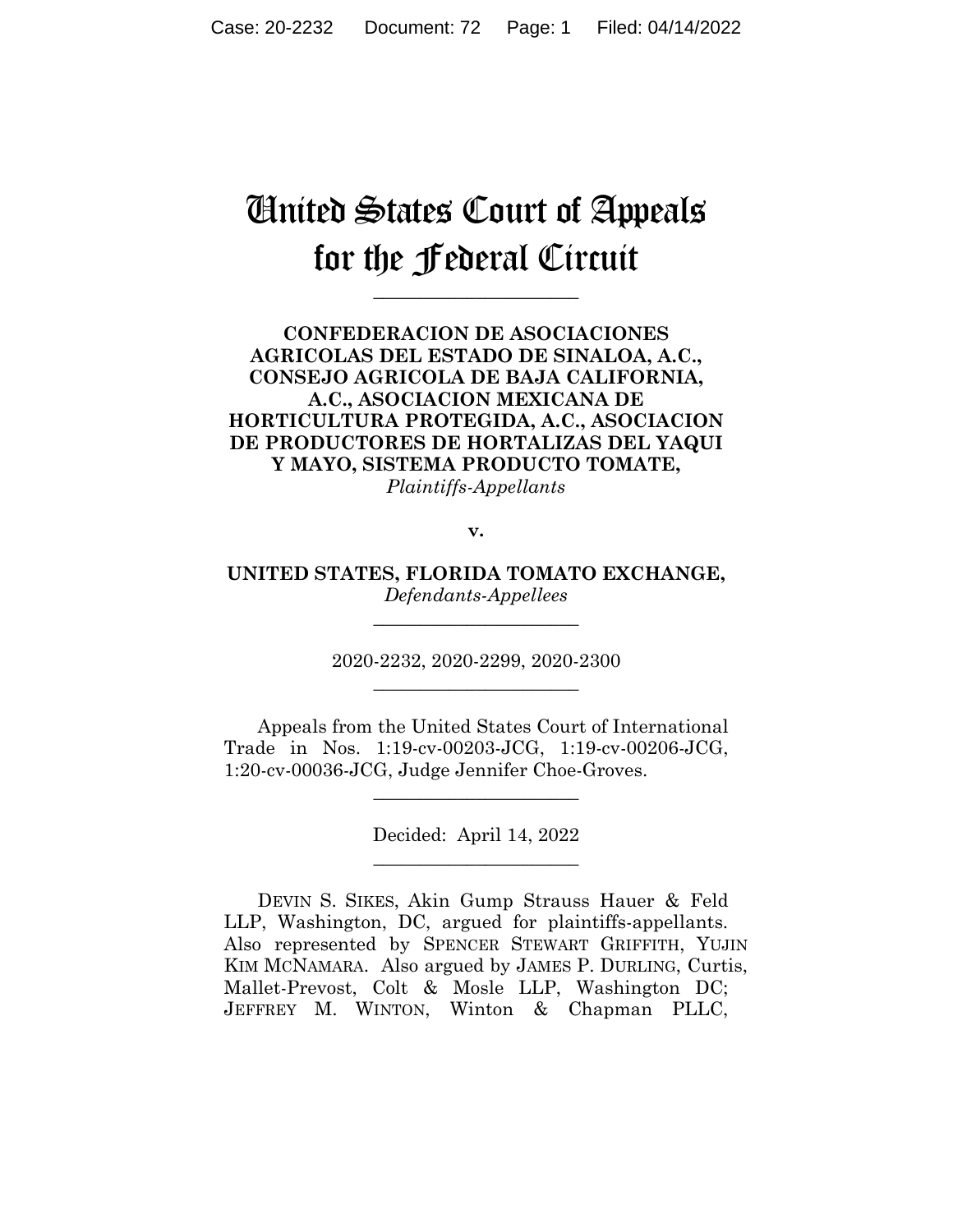# United States Court of Appeals for the Federal Circuit

---

**CONFEDERACION DE ASOCIACIONES AGRICOLAS DEL ESTADO DE SINALOA, A.C., CONSEJO AGRICOLA DE BAJA CALIFORNIA, A.C., ASOCIACION MEXICANA DE HORTICULTURA PROTEGIDA, A.C., ASOCIACION DE PRODUCTORES DE HORTALIZAS DEL YAQUI Y MAYO, SISTEMA PRODUCTO TOMATE,**
*Plaintiffs-Appellants*

**v.**

**UNITED STATES, FLORIDA TOMATO EXCHANGE,**
*Defendants-Appellees*

---

2020-2232, 2020-2299, 2020-2300

---

Appeals from the United States Court of International Trade in Nos. 1:19-cv-00203-JCG, 1:19-cv-00206-JCG, 1:20-cv-00036-JCG, Judge Jennifer Choe-Groves.

---

Decided: April 14, 2022

---

DEVIN S. SIKES, Akin Gump Strauss Hauer & Feld LLP, Washington, DC, argued for plaintiffs-appellants. Also represented by SPENCER STEWART GRIFFITH, YUJIN KIM MCNAMARA. Also argued by JAMES P. DURLING, Curtis, Mallet-Prevost, Colt & Mosle LLP, Washington DC; JEFFREY M. WINTON, Winton & Chapman PLLC,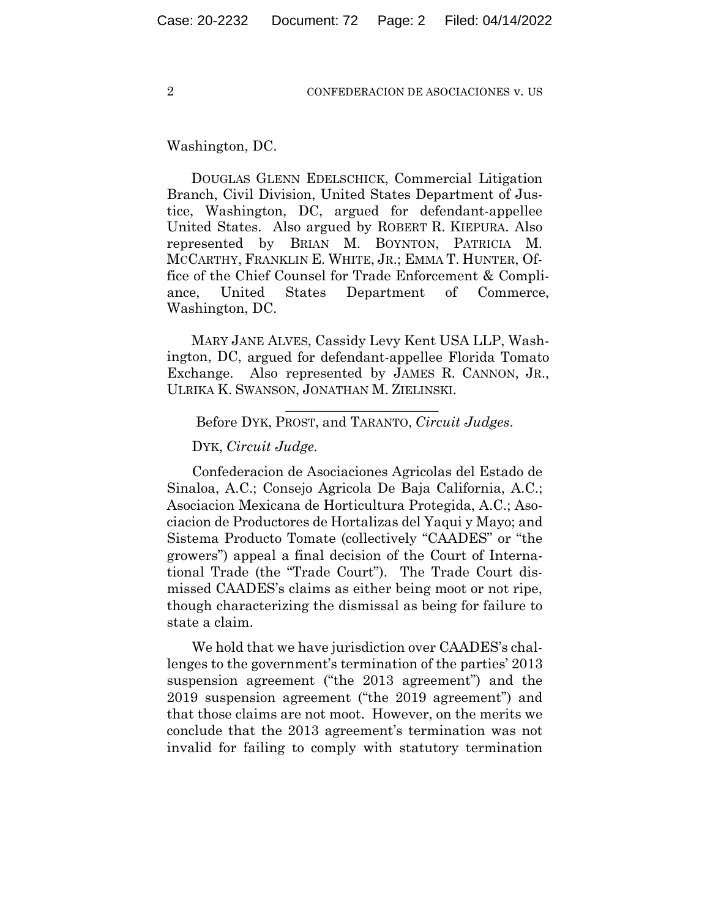Washington, DC.

DOUGLAS GLENN EDELSCHICK, Commercial Litigation Branch, Civil Division, United States Department of Justice, Washington, DC, argued for defendant-appellee United States. Also argued by ROBERT R. KIEPURA. Also represented by BRIAN M. BOYNTON, PATRICIA M. MCCARTHY, FRANKLIN E. WHITE, JR.; EMMA T. HUNTER, Office of the Chief Counsel for Trade Enforcement & Compliance, United States Department of Commerce, Washington, DC.

MARY JANE ALVES, Cassidy Levy Kent USA LLP, Washington, DC, argued for defendant-appellee Florida Tomato Exchange. Also represented by JAMES R. CANNON, JR., ULRIKA K. SWANSON, JONATHAN M. ZIELINSKI.

---

Before DYK, PROST, and TARANTO, *Circuit Judges*.

DYK, *Circuit Judge.*

Confederacion de Asociaciones Agricolas del Estado de Sinaloa, A.C.; Consejo Agricola De Baja California, A.C.; Asociacion Mexicana de Horticultura Protegida, A.C.; Asociacion de Productores de Hortalizas del Yaqui y Mayo; and Sistema Producto Tomate (collectively "CAADES" or "the growers") appeal a final decision of the Court of International Trade (the "Trade Court"). The Trade Court dismissed CAADES's claims as either being moot or not ripe, though characterizing the dismissal as being for failure to state a claim.

We hold that we have jurisdiction over CAADES's challenges to the government's termination of the parties' 2013 suspension agreement ("the 2013 agreement") and the 2019 suspension agreement ("the 2019 agreement") and that those claims are not moot. However, on the merits we conclude that the 2013 agreement's termination was not invalid for failing to comply with statutory termination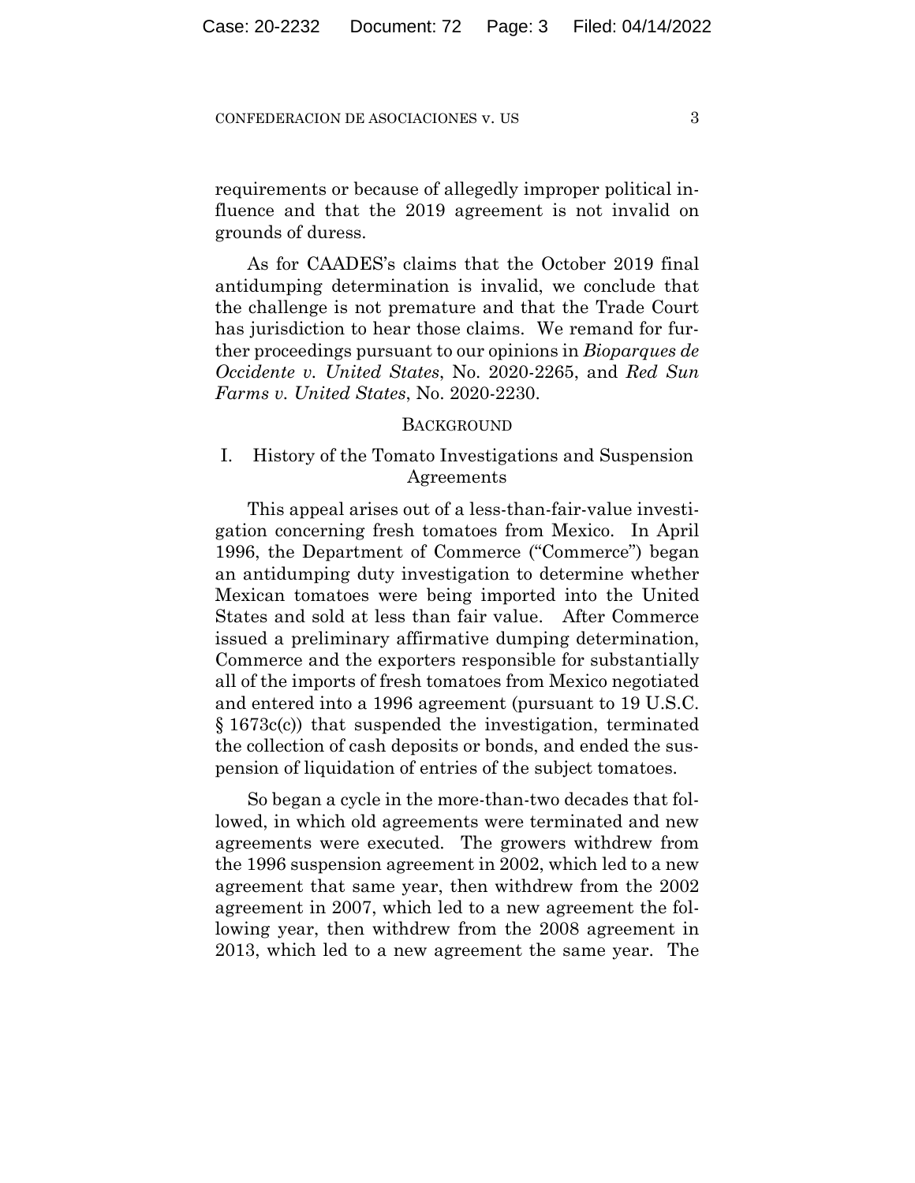requirements or because of allegedly improper political influence and that the 2019 agreement is not invalid on grounds of duress.

As for CAADES's claims that the October 2019 final antidumping determination is invalid, we conclude that the challenge is not premature and that the Trade Court has jurisdiction to hear those claims. We remand for further proceedings pursuant to our opinions in *Bioparques de Occidente v. United States*, No. 2020-2265, and *Red Sun Farms v. United States*, No. 2020-2230.

## BACKGROUND

### I. History of the Tomato Investigations and Suspension Agreements

This appeal arises out of a less-than-fair-value investigation concerning fresh tomatoes from Mexico. In April 1996, the Department of Commerce ("Commerce") began an antidumping duty investigation to determine whether Mexican tomatoes were being imported into the United States and sold at less than fair value. After Commerce issued a preliminary affirmative dumping determination, Commerce and the exporters responsible for substantially all of the imports of fresh tomatoes from Mexico negotiated and entered into a 1996 agreement (pursuant to 19 U.S.C. § 1673c(c)) that suspended the investigation, terminated the collection of cash deposits or bonds, and ended the suspension of liquidation of entries of the subject tomatoes.

So began a cycle in the more-than-two decades that followed, in which old agreements were terminated and new agreements were executed. The growers withdrew from the 1996 suspension agreement in 2002, which led to a new agreement that same year, then withdrew from the 2002 agreement in 2007, which led to a new agreement the following year, then withdrew from the 2008 agreement in 2013, which led to a new agreement the same year. The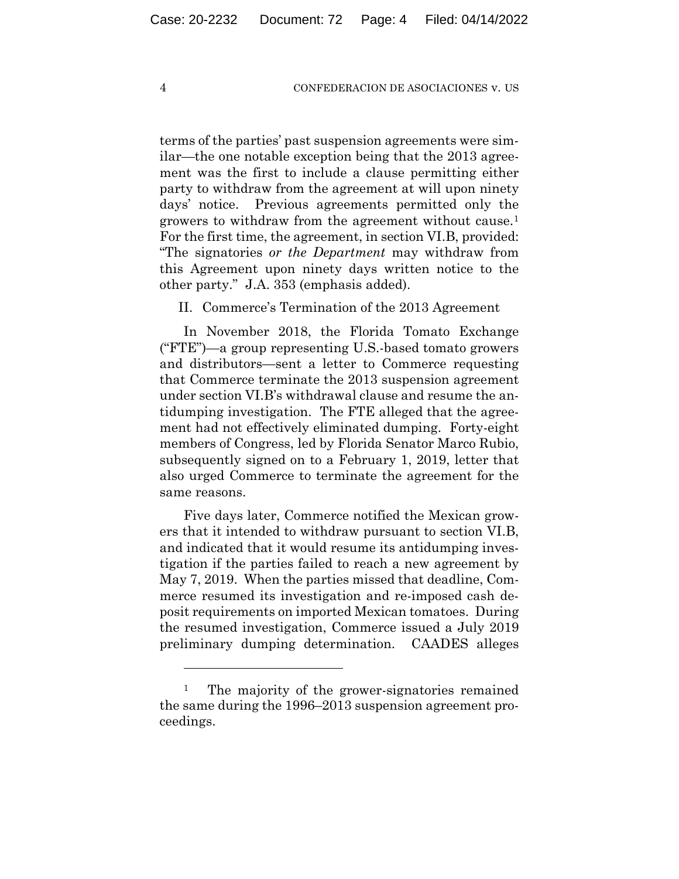terms of the parties' past suspension agreements were similar—the one notable exception being that the 2013 agreement was the first to include a clause permitting either party to withdraw from the agreement at will upon ninety days' notice. Previous agreements permitted only the growers to withdraw from the agreement without cause.[1] For the first time, the agreement, in section VI.B, provided: "The signatories *or the Department* may withdraw from this Agreement upon ninety days written notice to the other party." J.A. 353 (emphasis added).

## II. Commerce's Termination of the 2013 Agreement

In November 2018, the Florida Tomato Exchange ("FTE")—a group representing U.S.-based tomato growers and distributors—sent a letter to Commerce requesting that Commerce terminate the 2013 suspension agreement under section VI.B's withdrawal clause and resume the antidumping investigation. The FTE alleged that the agreement had not effectively eliminated dumping. Forty-eight members of Congress, led by Florida Senator Marco Rubio, subsequently signed on to a February 1, 2019, letter that also urged Commerce to terminate the agreement for the same reasons.

Five days later, Commerce notified the Mexican growers that it intended to withdraw pursuant to section VI.B, and indicated that it would resume its antidumping investigation if the parties failed to reach a new agreement by May 7, 2019. When the parties missed that deadline, Commerce resumed its investigation and re-imposed cash deposit requirements on imported Mexican tomatoes. During the resumed investigation, Commerce issued a July 2019 preliminary dumping determination. CAADES alleges

---

[1] The majority of the grower-signatories remained the same during the 1996–2013 suspension agreement proceedings.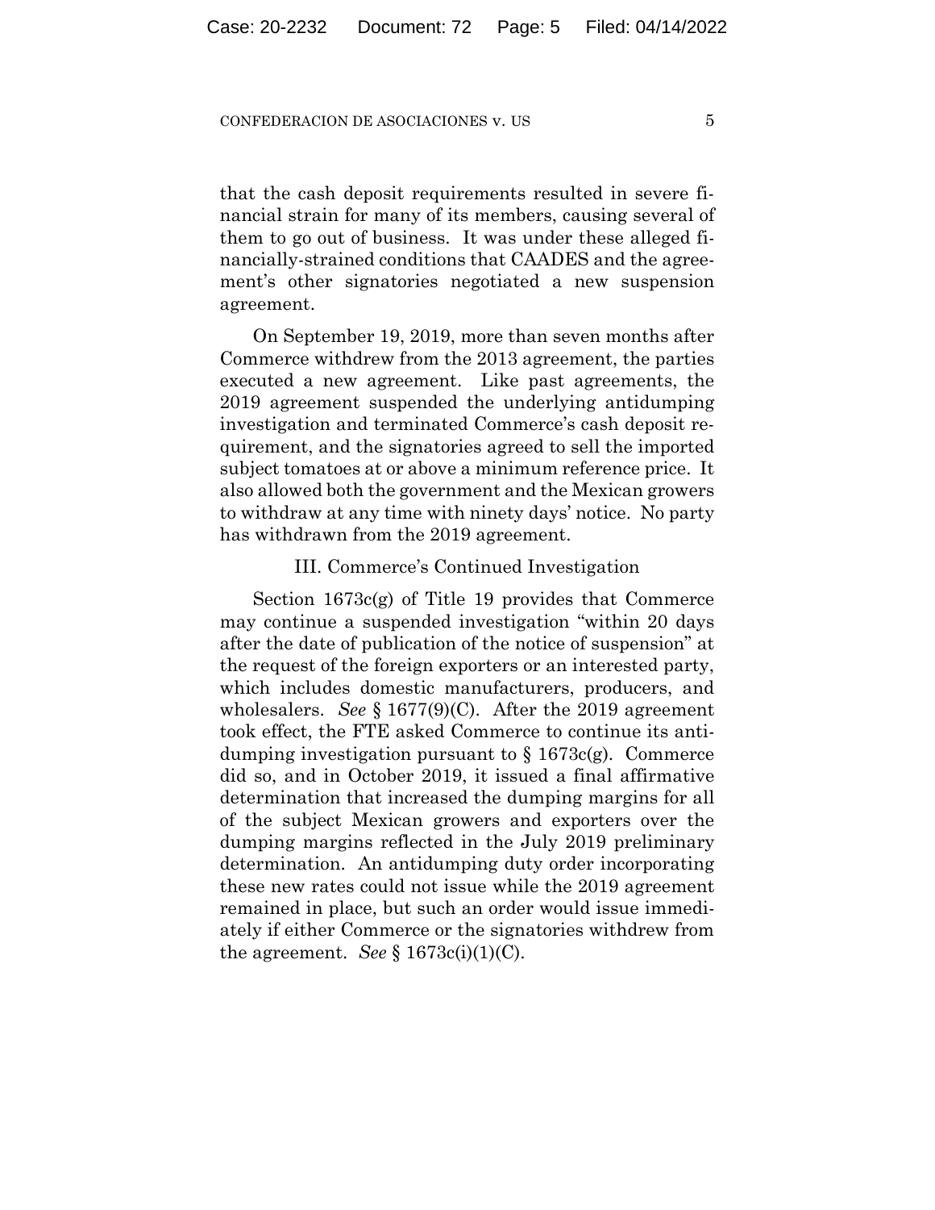that the cash deposit requirements resulted in severe financial strain for many of its members, causing several of them to go out of business. It was under these alleged financially-strained conditions that CAADES and the agreement's other signatories negotiated a new suspension agreement.

On September 19, 2019, more than seven months after Commerce withdrew from the 2013 agreement, the parties executed a new agreement. Like past agreements, the 2019 agreement suspended the underlying antidumping investigation and terminated Commerce's cash deposit requirement, and the signatories agreed to sell the imported subject tomatoes at or above a minimum reference price. It also allowed both the government and the Mexican growers to withdraw at any time with ninety days' notice. No party has withdrawn from the 2019 agreement.

### III. Commerce's Continued Investigation

Section 1673c(g) of Title 19 provides that Commerce may continue a suspended investigation "within 20 days after the date of publication of the notice of suspension" at the request of the foreign exporters or an interested party, which includes domestic manufacturers, producers, and wholesalers. *See* § 1677(9)(C). After the 2019 agreement took effect, the FTE asked Commerce to continue its antidumping investigation pursuant to § 1673c(g). Commerce did so, and in October 2019, it issued a final affirmative determination that increased the dumping margins for all of the subject Mexican growers and exporters over the dumping margins reflected in the July 2019 preliminary determination. An antidumping duty order incorporating these new rates could not issue while the 2019 agreement remained in place, but such an order would issue immediately if either Commerce or the signatories withdrew from the agreement. *See* § 1673c(i)(1)(C).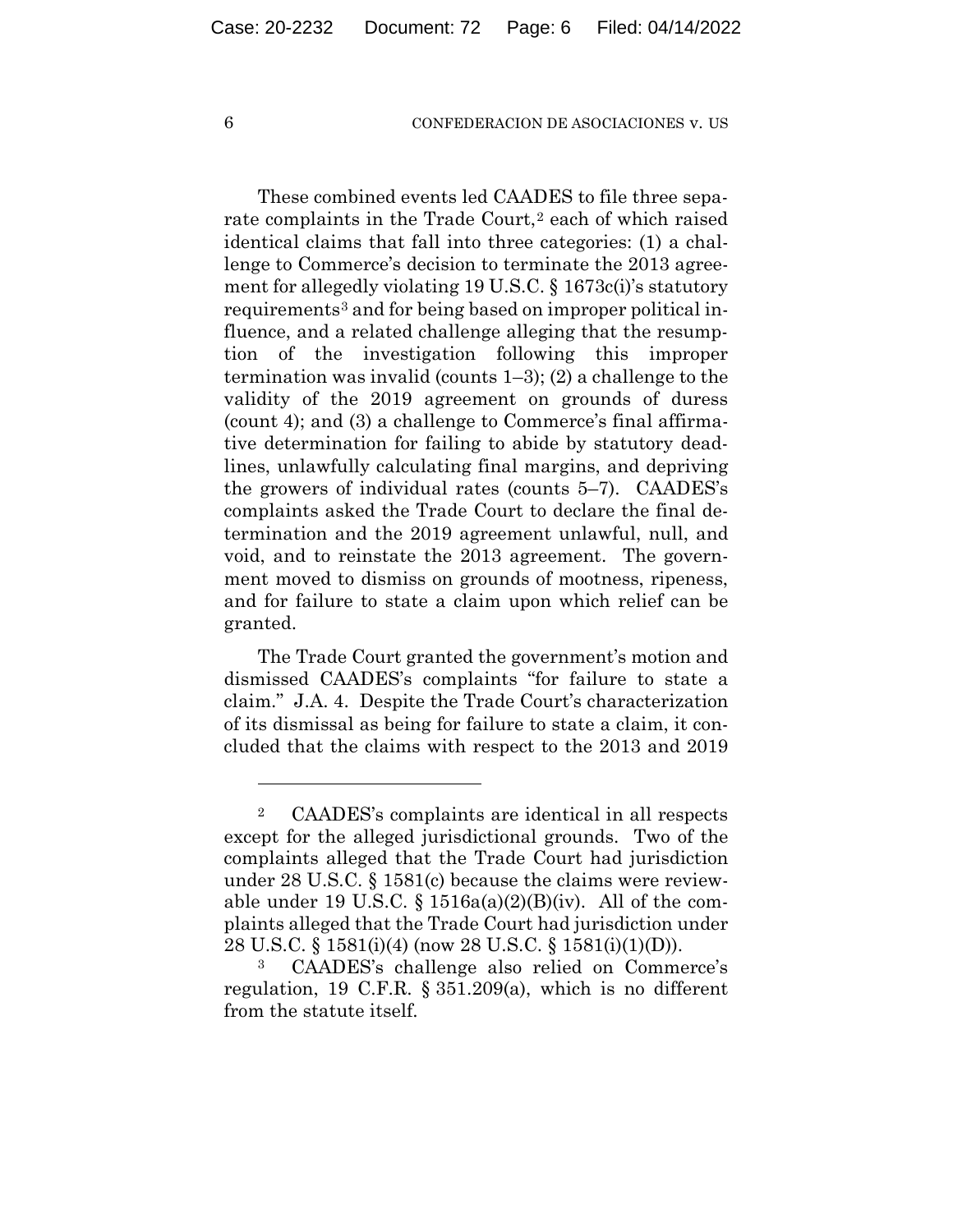These combined events led CAADES to file three separate complaints in the Trade Court,[2] each of which raised identical claims that fall into three categories: (1) a challenge to Commerce's decision to terminate the 2013 agreement for allegedly violating 19 U.S.C. § 1673c(i)'s statutory requirements[3] and for being based on improper political influence, and a related challenge alleging that the resumption of the investigation following this improper termination was invalid (counts 1–3); (2) a challenge to the validity of the 2019 agreement on grounds of duress (count 4); and (3) a challenge to Commerce's final affirmative determination for failing to abide by statutory deadlines, unlawfully calculating final margins, and depriving the growers of individual rates (counts 5–7). CAADES's complaints asked the Trade Court to declare the final determination and the 2019 agreement unlawful, null, and void, and to reinstate the 2013 agreement. The government moved to dismiss on grounds of mootness, ripeness, and for failure to state a claim upon which relief can be granted.

The Trade Court granted the government's motion and dismissed CAADES's complaints "for failure to state a claim." J.A. 4. Despite the Trade Court's characterization of its dismissal as being for failure to state a claim, it concluded that the claims with respect to the 2013 and 2019

---

[2] CAADES's complaints are identical in all respects except for the alleged jurisdictional grounds. Two of the complaints alleged that the Trade Court had jurisdiction under 28 U.S.C. § 1581(c) because the claims were reviewable under 19 U.S.C. § 1516a(a)(2)(B)(iv). All of the complaints alleged that the Trade Court had jurisdiction under 28 U.S.C. § 1581(i)(4) (now 28 U.S.C. § 1581(i)(1)(D)).

[3] CAADES's challenge also relied on Commerce's regulation, 19 C.F.R. § 351.209(a), which is no different from the statute itself.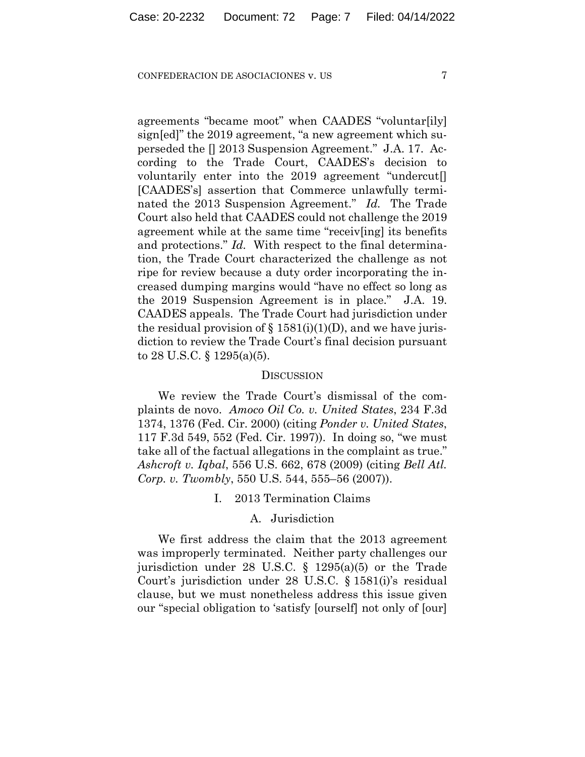agreements "became moot" when CAADES "voluntar[ily] sign[ed]" the 2019 agreement, "a new agreement which superseded the [] 2013 Suspension Agreement." J.A. 17. According to the Trade Court, CAADES's decision to voluntarily enter into the 2019 agreement "undercut[] [CAADES's] assertion that Commerce unlawfully terminated the 2013 Suspension Agreement." *Id.* The Trade Court also held that CAADES could not challenge the 2019 agreement while at the same time "receiv[ing] its benefits and protections." *Id.* With respect to the final determination, the Trade Court characterized the challenge as not ripe for review because a duty order incorporating the increased dumping margins would "have no effect so long as the 2019 Suspension Agreement is in place." J.A. 19. CAADES appeals. The Trade Court had jurisdiction under the residual provision of § 1581(i)(1)(D), and we have jurisdiction to review the Trade Court's final decision pursuant to 28 U.S.C. § 1295(a)(5).

## DISCUSSION

We review the Trade Court's dismissal of the complaints de novo. *Amoco Oil Co. v. United States*, 234 F.3d 1374, 1376 (Fed. Cir. 2000) (citing *Ponder v. United States*, 117 F.3d 549, 552 (Fed. Cir. 1997)). In doing so, "we must take all of the factual allegations in the complaint as true." *Ashcroft v. Iqbal*, 556 U.S. 662, 678 (2009) (citing *Bell Atl. Corp. v. Twombly*, 550 U.S. 544, 555–56 (2007)).

### I. 2013 Termination Claims

#### A. Jurisdiction

We first address the claim that the 2013 agreement was improperly terminated. Neither party challenges our jurisdiction under 28 U.S.C. § 1295(a)(5) or the Trade Court's jurisdiction under 28 U.S.C. § 1581(i)'s residual clause, but we must nonetheless address this issue given our "special obligation to 'satisfy [ourself] not only of [our]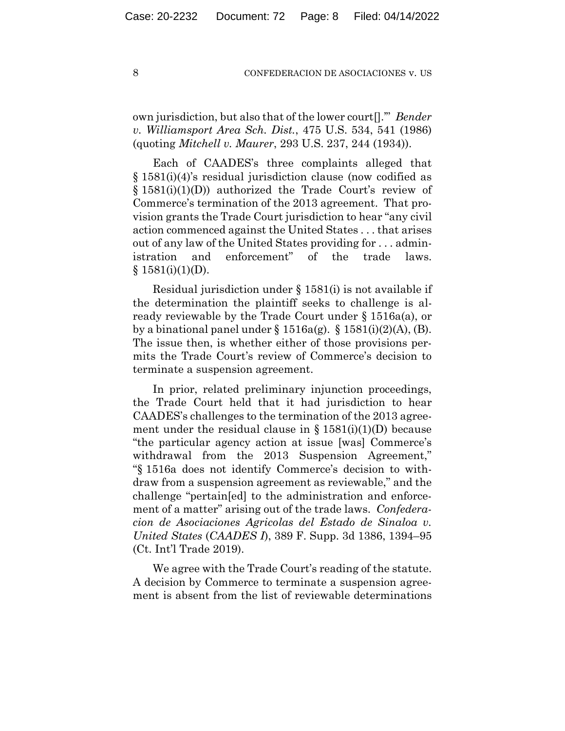own jurisdiction, but also that of the lower court[].'" *Bender v. Williamsport Area Sch. Dist.*, 475 U.S. 534, 541 (1986) (quoting *Mitchell v. Maurer*, 293 U.S. 237, 244 (1934)).

Each of CAADES's three complaints alleged that § 1581(i)(4)'s residual jurisdiction clause (now codified as § 1581(i)(1)(D)) authorized the Trade Court's review of Commerce's termination of the 2013 agreement. That provision grants the Trade Court jurisdiction to hear "any civil action commenced against the United States . . . that arises out of any law of the United States providing for . . . administration and enforcement" of the trade laws. § 1581(i)(1)(D).

Residual jurisdiction under § 1581(i) is not available if the determination the plaintiff seeks to challenge is already reviewable by the Trade Court under § 1516a(a), or by a binational panel under § 1516a(g). § 1581(i)(2)(A), (B). The issue then, is whether either of those provisions permits the Trade Court's review of Commerce's decision to terminate a suspension agreement.

In prior, related preliminary injunction proceedings, the Trade Court held that it had jurisdiction to hear CAADES's challenges to the termination of the 2013 agreement under the residual clause in § 1581(i)(1)(D) because "the particular agency action at issue [was] Commerce's withdrawal from the 2013 Suspension Agreement," "§ 1516a does not identify Commerce's decision to withdraw from a suspension agreement as reviewable," and the challenge "pertain[ed] to the administration and enforcement of a matter" arising out of the trade laws. *Confederacion de Asociaciones Agricolas del Estado de Sinaloa v. United States* (*CAADES I*), 389 F. Supp. 3d 1386, 1394–95 (Ct. Int'l Trade 2019).

We agree with the Trade Court's reading of the statute. A decision by Commerce to terminate a suspension agreement is absent from the list of reviewable determinations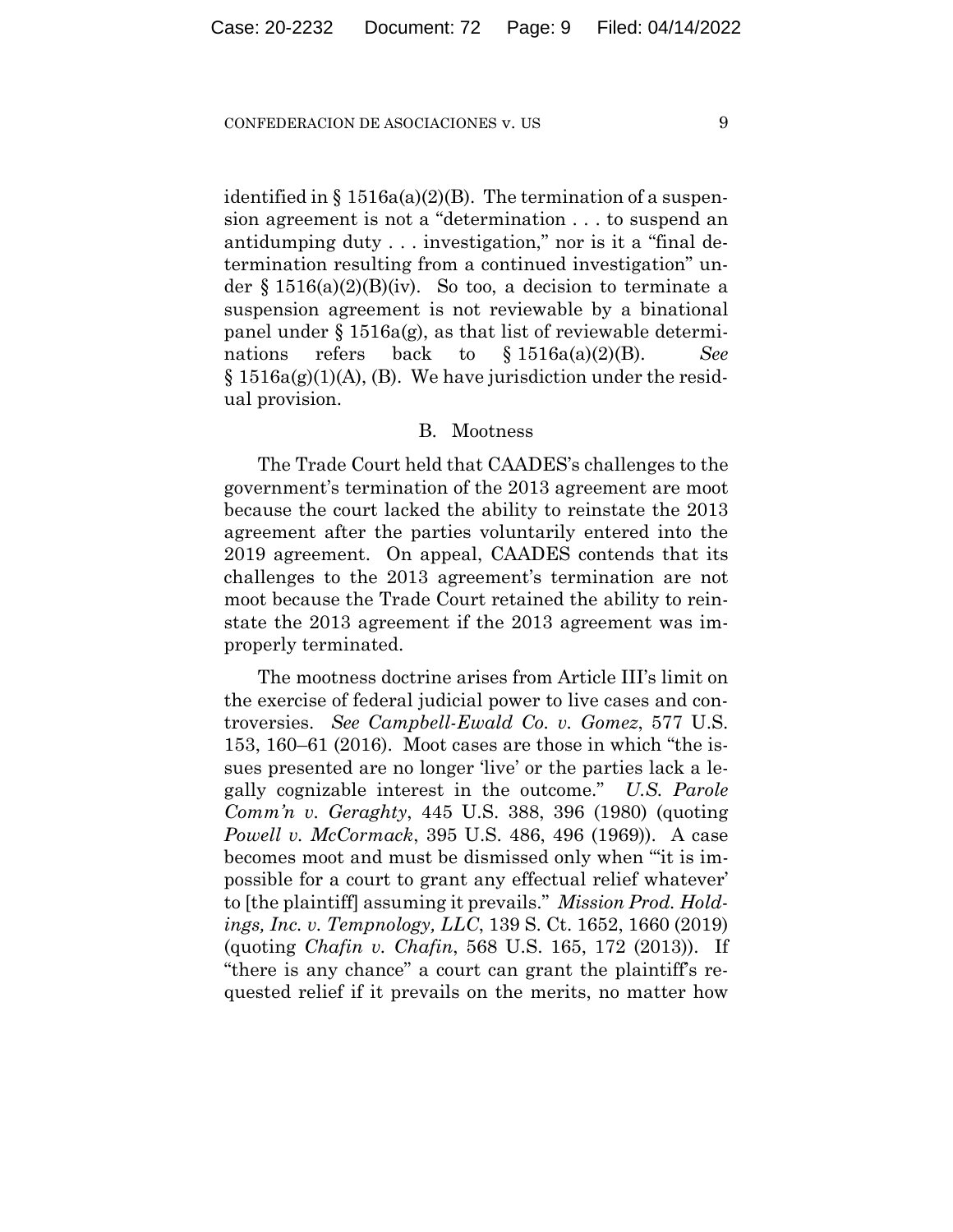identified in § 1516a(a)(2)(B). The termination of a suspension agreement is not a "determination . . . to suspend an antidumping duty . . . investigation," nor is it a "final determination resulting from a continued investigation" under § 1516(a)(2)(B)(iv). So too, a decision to terminate a suspension agreement is not reviewable by a binational panel under § 1516a(g), as that list of reviewable determinations refers back to § 1516a(a)(2)(B). *See* § 1516a(g)(1)(A), (B). We have jurisdiction under the residual provision.

### B. Mootness

The Trade Court held that CAADES's challenges to the government's termination of the 2013 agreement are moot because the court lacked the ability to reinstate the 2013 agreement after the parties voluntarily entered into the 2019 agreement. On appeal, CAADES contends that its challenges to the 2013 agreement's termination are not moot because the Trade Court retained the ability to reinstate the 2013 agreement if the 2013 agreement was improperly terminated.

The mootness doctrine arises from Article III's limit on the exercise of federal judicial power to live cases and controversies. *See Campbell-Ewald Co. v. Gomez*, 577 U.S. 153, 160–61 (2016). Moot cases are those in which "the issues presented are no longer 'live' or the parties lack a legally cognizable interest in the outcome." *U.S. Parole Comm'n v. Geraghty*, 445 U.S. 388, 396 (1980) (quoting *Powell v. McCormack*, 395 U.S. 486, 496 (1969)). A case becomes moot and must be dismissed only when "'it is impossible for a court to grant any effectual relief whatever' to [the plaintiff] assuming it prevails." *Mission Prod. Holdings, Inc. v. Tempnology, LLC*, 139 S. Ct. 1652, 1660 (2019) (quoting *Chafin v. Chafin*, 568 U.S. 165, 172 (2013)). If "there is any chance" a court can grant the plaintiff's requested relief if it prevails on the merits, no matter how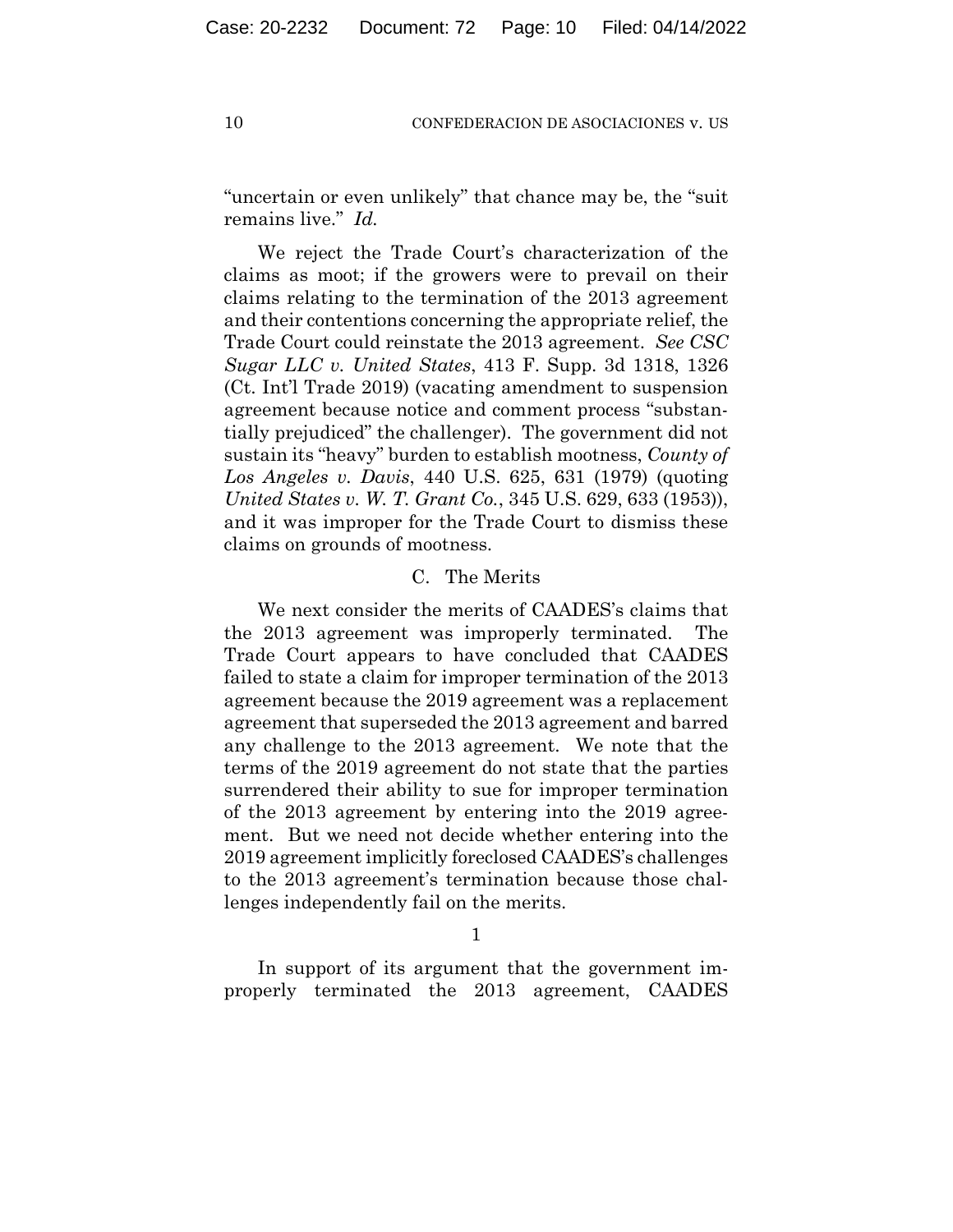"uncertain or even unlikely" that chance may be, the "suit remains live." *Id.*

We reject the Trade Court's characterization of the claims as moot; if the growers were to prevail on their claims relating to the termination of the 2013 agreement and their contentions concerning the appropriate relief, the Trade Court could reinstate the 2013 agreement. *See CSC Sugar LLC v. United States*, 413 F. Supp. 3d 1318, 1326 (Ct. Int'l Trade 2019) (vacating amendment to suspension agreement because notice and comment process "substantially prejudiced" the challenger). The government did not sustain its "heavy" burden to establish mootness, *County of Los Angeles v. Davis*, 440 U.S. 625, 631 (1979) (quoting *United States v. W. T. Grant Co.*, 345 U.S. 629, 633 (1953)), and it was improper for the Trade Court to dismiss these claims on grounds of mootness.

### C. The Merits

We next consider the merits of CAADES's claims that the 2013 agreement was improperly terminated. The Trade Court appears to have concluded that CAADES failed to state a claim for improper termination of the 2013 agreement because the 2019 agreement was a replacement agreement that superseded the 2013 agreement and barred any challenge to the 2013 agreement. We note that the terms of the 2019 agreement do not state that the parties surrendered their ability to sue for improper termination of the 2013 agreement by entering into the 2019 agreement. But we need not decide whether entering into the 2019 agreement implicitly foreclosed CAADES's challenges to the 2013 agreement's termination because those challenges independently fail on the merits.

#### 1

In support of its argument that the government improperly terminated the 2013 agreement, CAADES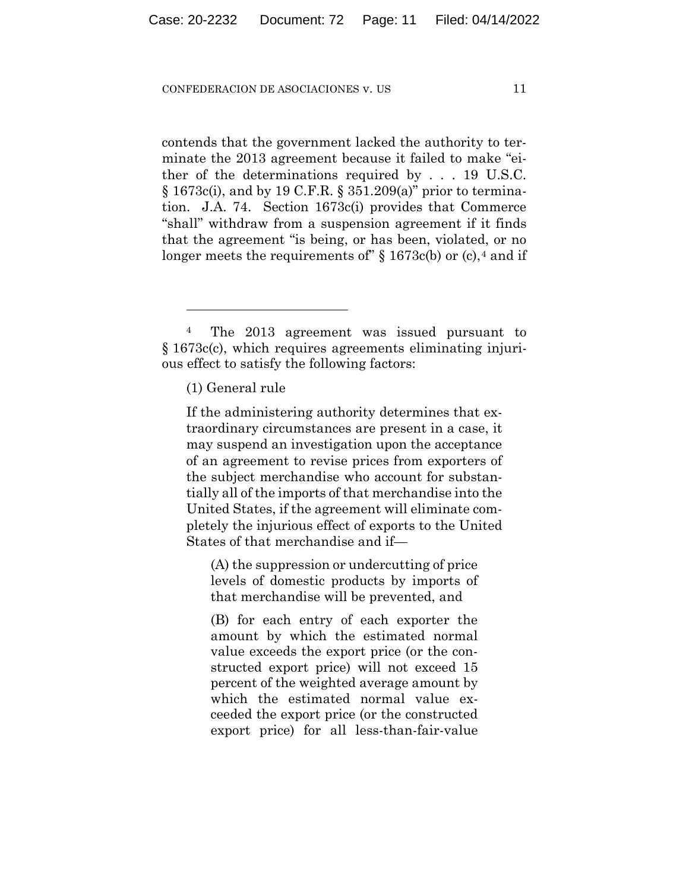contends that the government lacked the authority to terminate the 2013 agreement because it failed to make "either of the determinations required by . . . 19 U.S.C. § 1673c(i), and by 19 C.F.R. § 351.209(a)" prior to termination. J.A. 74. Section 1673c(i) provides that Commerce "shall" withdraw from a suspension agreement if it finds that the agreement "is being, or has been, violated, or no longer meets the requirements of" § 1673c(b) or (c),[4] and if

---

[4] The 2013 agreement was issued pursuant to § 1673c(c), which requires agreements eliminating injurious effect to satisfy the following factors:

> (1) General rule
>
> If the administering authority determines that extraordinary circumstances are present in a case, it may suspend an investigation upon the acceptance of an agreement to revise prices from exporters of the subject merchandise who account for substantially all of the imports of that merchandise into the United States, if the agreement will eliminate completely the injurious effect of exports to the United States of that merchandise and if—
>
> > (A) the suppression or undercutting of price levels of domestic products by imports of that merchandise will be prevented, and
> >
> > (B) for each entry of each exporter the amount by which the estimated normal value exceeds the export price (or the constructed export price) will not exceed 15 percent of the weighted average amount by which the estimated normal value exceeded the export price (or the constructed export price) for all less-than-fair-value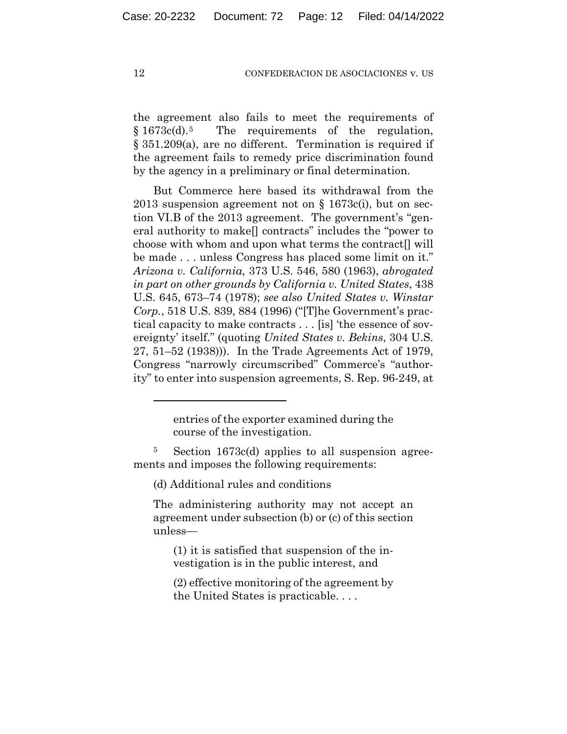the agreement also fails to meet the requirements of § 1673c(d).[5] The requirements of the regulation, § 351.209(a), are no different. Termination is required if the agreement fails to remedy price discrimination found by the agency in a preliminary or final determination.

But Commerce here based its withdrawal from the 2013 suspension agreement not on § 1673c(i), but on section VI.B of the 2013 agreement. The government's "general authority to make[] contracts" includes the "power to choose with whom and upon what terms the contract[] will be made . . . unless Congress has placed some limit on it." *Arizona v. California*, 373 U.S. 546, 580 (1963), *abrogated in part on other grounds by California v. United States*, 438 U.S. 645, 673–74 (1978); *see also United States v. Winstar Corp.*, 518 U.S. 839, 884 (1996) ("[T]he Government's practical capacity to make contracts . . . [is] 'the essence of sovereignty' itself." (quoting *United States v. Bekins*, 304 U.S. 27, 51–52 (1938))). In the Trade Agreements Act of 1979, Congress "narrowly circumscribed" Commerce's "authority" to enter into suspension agreements, S. Rep. 96-249, at

---

> entries of the exporter examined during the course of the investigation.

[5] Section 1673c(d) applies to all suspension agreements and imposes the following requirements:

> (d) Additional rules and conditions
>
> The administering authority may not accept an agreement under subsection (b) or (c) of this section unless—
>
> > (1) it is satisfied that suspension of the investigation is in the public interest, and
> >
> > (2) effective monitoring of the agreement by the United States is practicable. . . .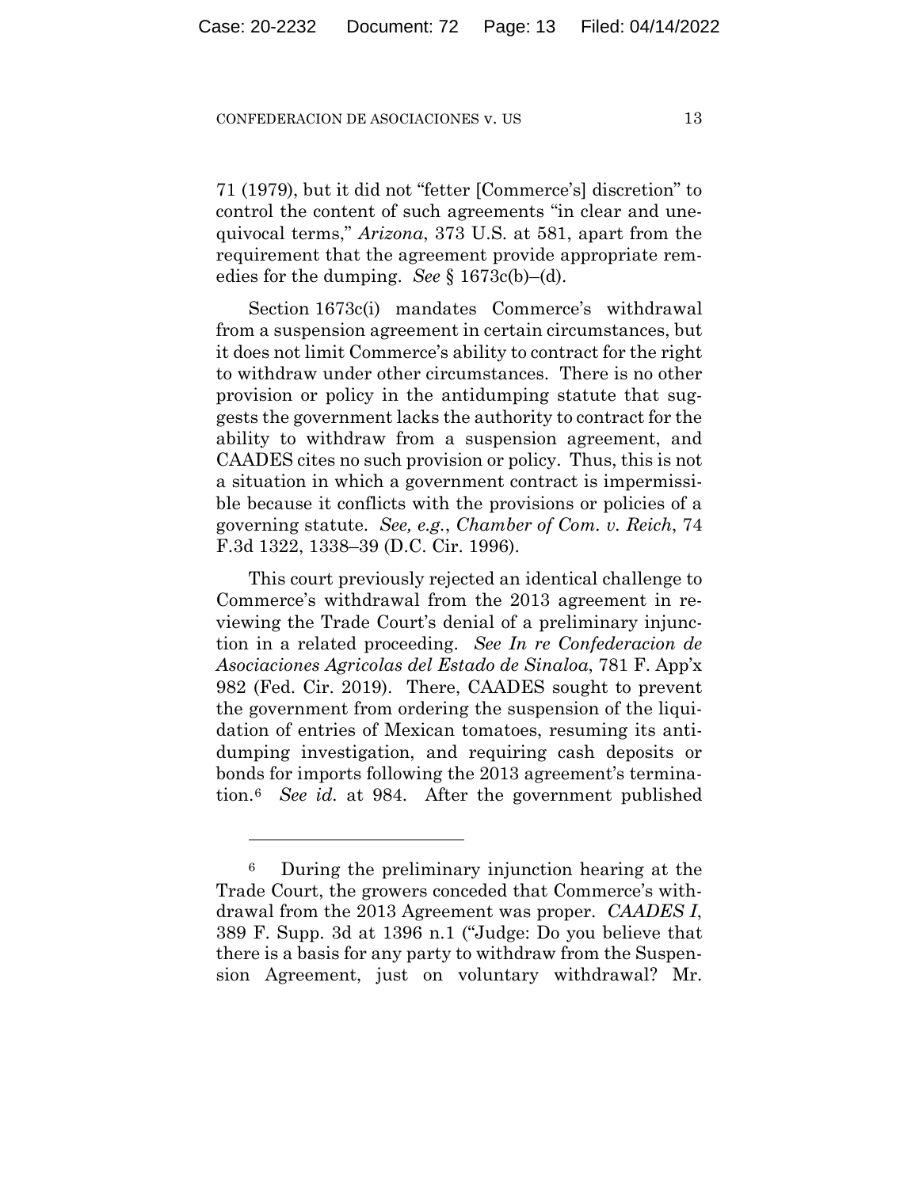71 (1979), but it did not "fetter [Commerce's] discretion" to control the content of such agreements "in clear and unequivocal terms," *Arizona*, 373 U.S. at 581, apart from the requirement that the agreement provide appropriate remedies for the dumping. *See* § 1673c(b)–(d).

Section 1673c(i) mandates Commerce's withdrawal from a suspension agreement in certain circumstances, but it does not limit Commerce's ability to contract for the right to withdraw under other circumstances. There is no other provision or policy in the antidumping statute that suggests the government lacks the authority to contract for the ability to withdraw from a suspension agreement, and CAADES cites no such provision or policy. Thus, this is not a situation in which a government contract is impermissible because it conflicts with the provisions or policies of a governing statute. *See, e.g.*, *Chamber of Com. v. Reich*, 74 F.3d 1322, 1338–39 (D.C. Cir. 1996).

This court previously rejected an identical challenge to Commerce's withdrawal from the 2013 agreement in reviewing the Trade Court's denial of a preliminary injunction in a related proceeding. *See In re Confederacion de Asociaciones Agricolas del Estado de Sinaloa*, 781 F. App'x 982 (Fed. Cir. 2019). There, CAADES sought to prevent the government from ordering the suspension of the liquidation of entries of Mexican tomatoes, resuming its antidumping investigation, and requiring cash deposits or bonds for imports following the 2013 agreement's termination.[6] *See id.* at 984. After the government published

---

[6] During the preliminary injunction hearing at the Trade Court, the growers conceded that Commerce's withdrawal from the 2013 Agreement was proper. *CAADES I*, 389 F. Supp. 3d at 1396 n.1 ("Judge: Do you believe that there is a basis for any party to withdraw from the Suspension Agreement, just on voluntary withdrawal? Mr.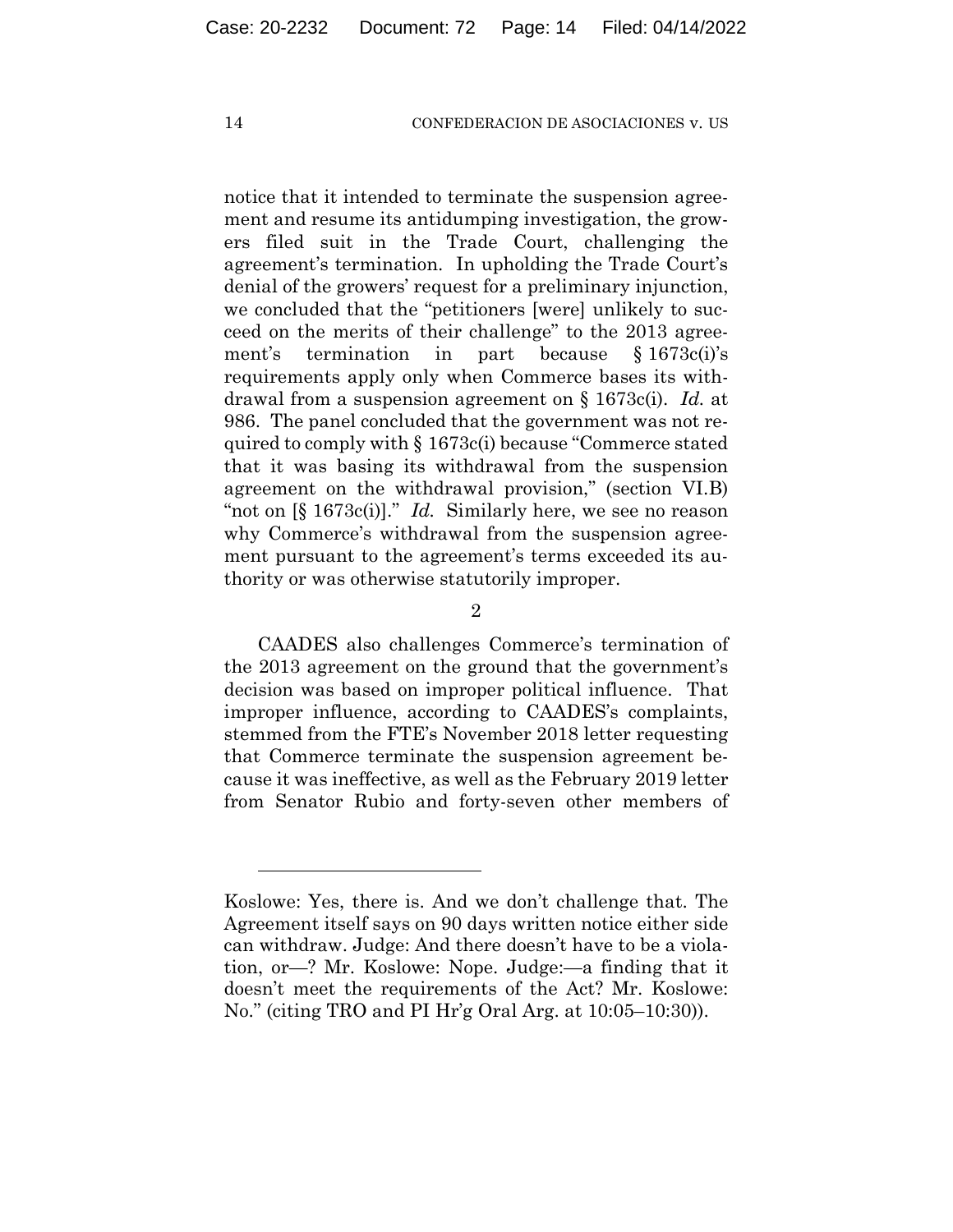notice that it intended to terminate the suspension agreement and resume its antidumping investigation, the growers filed suit in the Trade Court, challenging the agreement's termination. In upholding the Trade Court's denial of the growers' request for a preliminary injunction, we concluded that the "petitioners [were] unlikely to succeed on the merits of their challenge" to the 2013 agreement's termination in part because § 1673c(i)'s requirements apply only when Commerce bases its withdrawal from a suspension agreement on § 1673c(i). *Id.* at 986. The panel concluded that the government was not required to comply with § 1673c(i) because "Commerce stated that it was basing its withdrawal from the suspension agreement on the withdrawal provision," (section VI.B) "not on [§ 1673c(i)]." *Id.* Similarly here, we see no reason why Commerce's withdrawal from the suspension agreement pursuant to the agreement's terms exceeded its authority or was otherwise statutorily improper.

2

CAADES also challenges Commerce's termination of the 2013 agreement on the ground that the government's decision was based on improper political influence. That improper influence, according to CAADES's complaints, stemmed from the FTE's November 2018 letter requesting that Commerce terminate the suspension agreement because it was ineffective, as well as the February 2019 letter from Senator Rubio and forty-seven other members of

---

Koslowe: Yes, there is. And we don't challenge that. The Agreement itself says on 90 days written notice either side can withdraw. Judge: And there doesn't have to be a violation, or—? Mr. Koslowe: Nope. Judge:—a finding that it doesn't meet the requirements of the Act? Mr. Koslowe: No." (citing TRO and PI Hr'g Oral Arg. at 10:05–10:30)).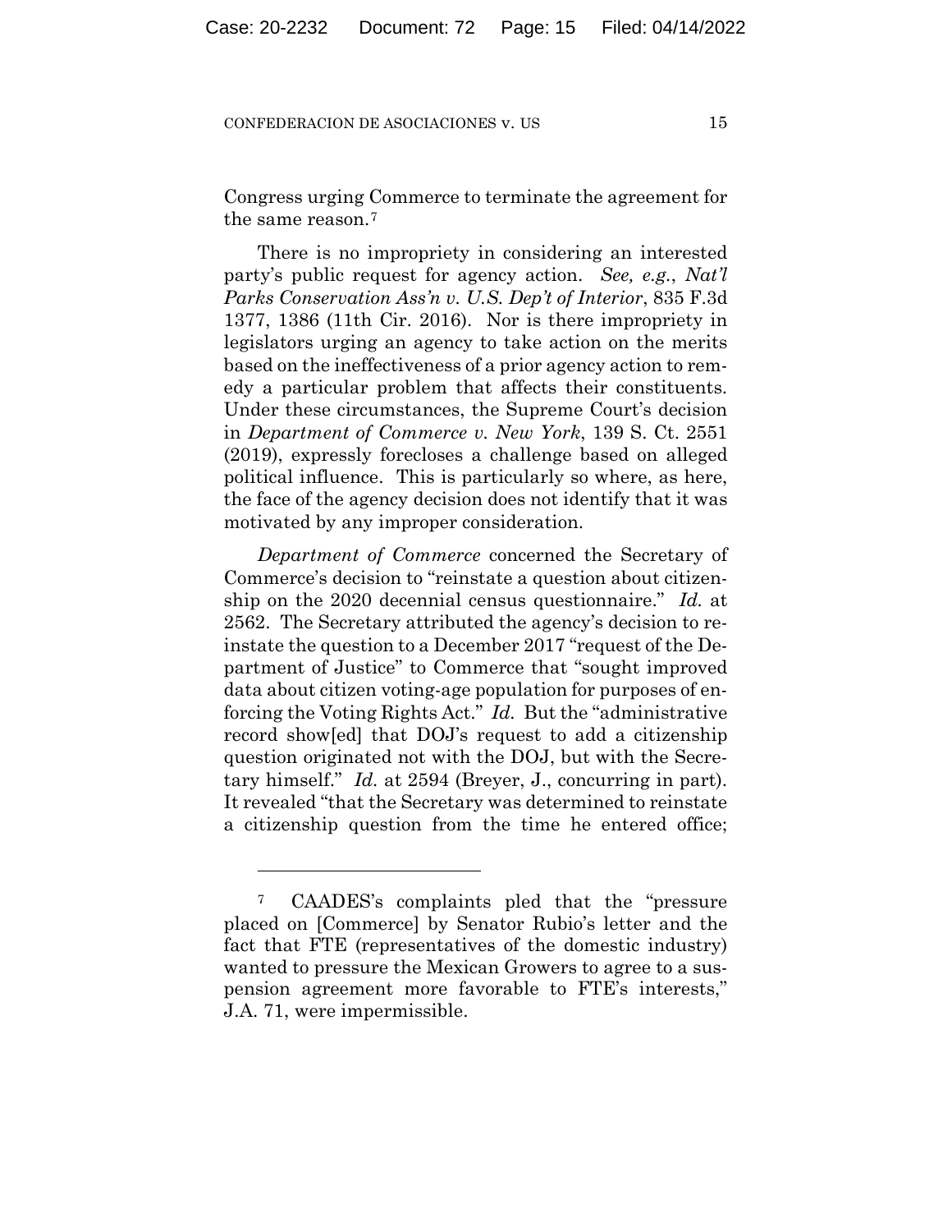Congress urging Commerce to terminate the agreement for the same reason.[7]

There is no impropriety in considering an interested party's public request for agency action. *See, e.g.*, *Nat'l Parks Conservation Ass'n v. U.S. Dep't of Interior*, 835 F.3d 1377, 1386 (11th Cir. 2016). Nor is there impropriety in legislators urging an agency to take action on the merits based on the ineffectiveness of a prior agency action to remedy a particular problem that affects their constituents. Under these circumstances, the Supreme Court's decision in *Department of Commerce v. New York*, 139 S. Ct. 2551 (2019), expressly forecloses a challenge based on alleged political influence. This is particularly so where, as here, the face of the agency decision does not identify that it was motivated by any improper consideration.

*Department of Commerce* concerned the Secretary of Commerce's decision to "reinstate a question about citizenship on the 2020 decennial census questionnaire." *Id.* at 2562. The Secretary attributed the agency's decision to reinstate the question to a December 2017 "request of the Department of Justice" to Commerce that "sought improved data about citizen voting-age population for purposes of enforcing the Voting Rights Act." *Id.* But the "administrative record show[ed] that DOJ's request to add a citizenship question originated not with the DOJ, but with the Secretary himself." *Id.* at 2594 (Breyer, J., concurring in part). It revealed "that the Secretary was determined to reinstate a citizenship question from the time he entered office;

---

[7] CAADES's complaints pled that the "pressure placed on [Commerce] by Senator Rubio's letter and the fact that FTE (representatives of the domestic industry) wanted to pressure the Mexican Growers to agree to a suspension agreement more favorable to FTE's interests," J.A. 71, were impermissible.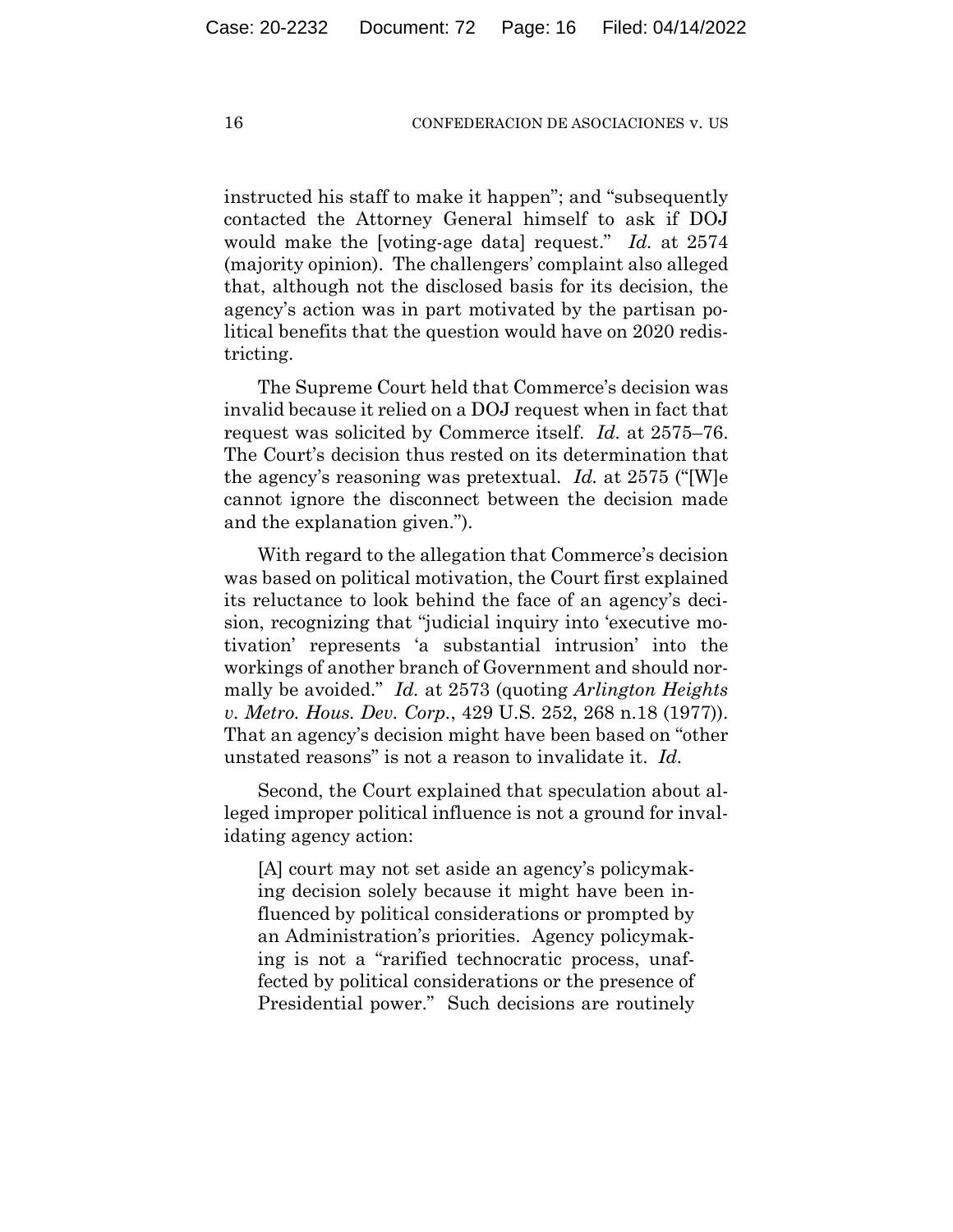instructed his staff to make it happen"; and "subsequently contacted the Attorney General himself to ask if DOJ would make the [voting-age data] request." *Id.* at 2574 (majority opinion). The challengers' complaint also alleged that, although not the disclosed basis for its decision, the agency's action was in part motivated by the partisan political benefits that the question would have on 2020 redistricting.

The Supreme Court held that Commerce's decision was invalid because it relied on a DOJ request when in fact that request was solicited by Commerce itself. *Id.* at 2575–76. The Court's decision thus rested on its determination that the agency's reasoning was pretextual. *Id.* at 2575 ("[W]e cannot ignore the disconnect between the decision made and the explanation given.").

With regard to the allegation that Commerce's decision was based on political motivation, the Court first explained its reluctance to look behind the face of an agency's decision, recognizing that "judicial inquiry into 'executive motivation' represents 'a substantial intrusion' into the workings of another branch of Government and should normally be avoided." *Id.* at 2573 (quoting *Arlington Heights v. Metro. Hous. Dev. Corp.*, 429 U.S. 252, 268 n.18 (1977)). That an agency's decision might have been based on "other unstated reasons" is not a reason to invalidate it. *Id.*

Second, the Court explained that speculation about alleged improper political influence is not a ground for invalidating agency action:

> [A] court may not set aside an agency's policymaking decision solely because it might have been influenced by political considerations or prompted by an Administration's priorities. Agency policymaking is not a "rarified technocratic process, unaffected by political considerations or the presence of Presidential power." Such decisions are routinely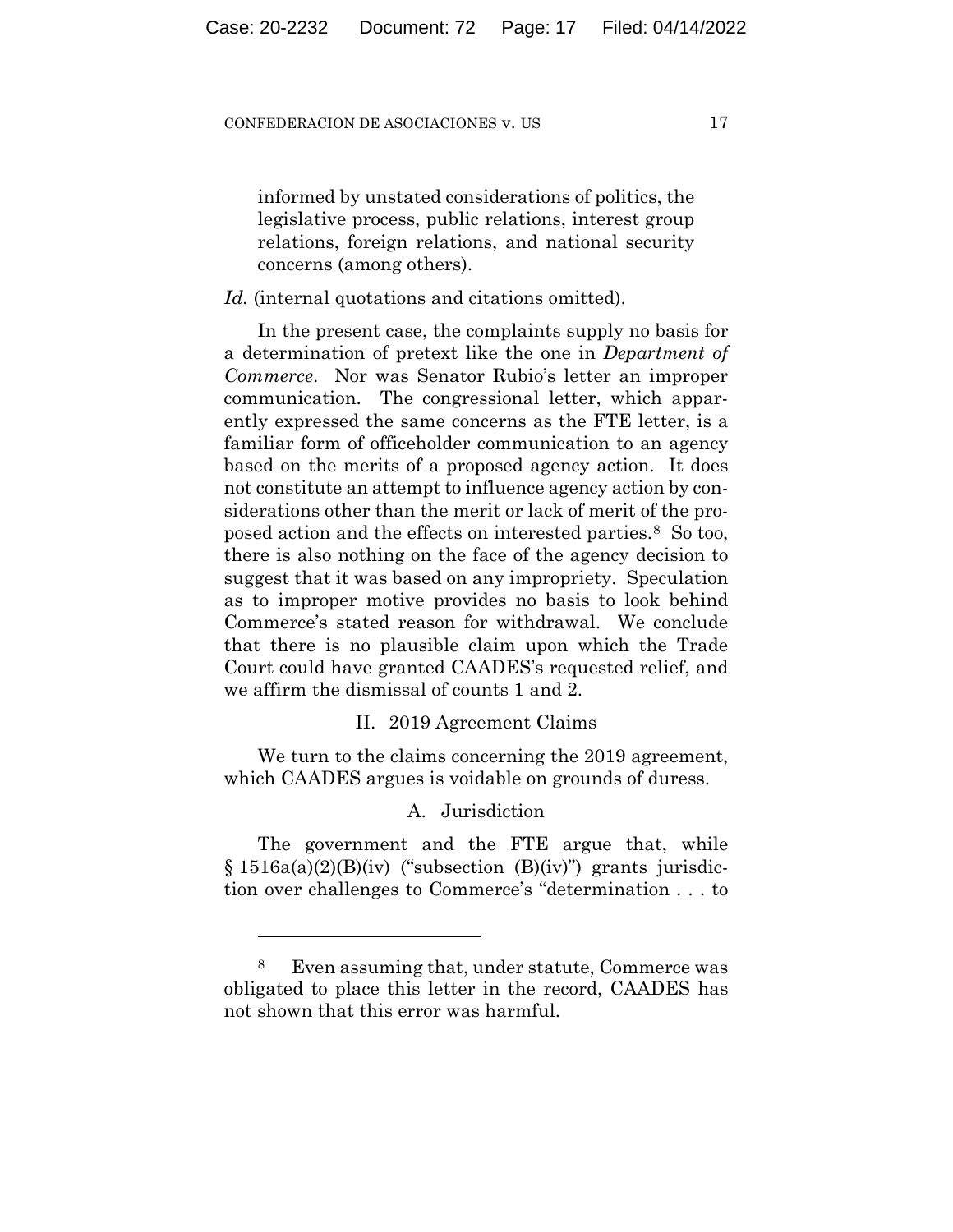> informed by unstated considerations of politics, the legislative process, public relations, interest group relations, foreign relations, and national security concerns (among others).

*Id.* (internal quotations and citations omitted).

In the present case, the complaints supply no basis for a determination of pretext like the one in *Department of Commerce*. Nor was Senator Rubio's letter an improper communication. The congressional letter, which apparently expressed the same concerns as the FTE letter, is a familiar form of officeholder communication to an agency based on the merits of a proposed agency action. It does not constitute an attempt to influence agency action by considerations other than the merit or lack of merit of the proposed action and the effects on interested parties.[8] So too, there is also nothing on the face of the agency decision to suggest that it was based on any impropriety. Speculation as to improper motive provides no basis to look behind Commerce's stated reason for withdrawal. We conclude that there is no plausible claim upon which the Trade Court could have granted CAADES's requested relief, and we affirm the dismissal of counts 1 and 2.

## II. 2019 Agreement Claims

We turn to the claims concerning the 2019 agreement, which CAADES argues is voidable on grounds of duress.

### A. Jurisdiction

The government and the FTE argue that, while § 1516a(a)(2)(B)(iv) ("subsection (B)(iv)") grants jurisdiction over challenges to Commerce's "determination . . . to

---

[8] Even assuming that, under statute, Commerce was obligated to place this letter in the record, CAADES has not shown that this error was harmful.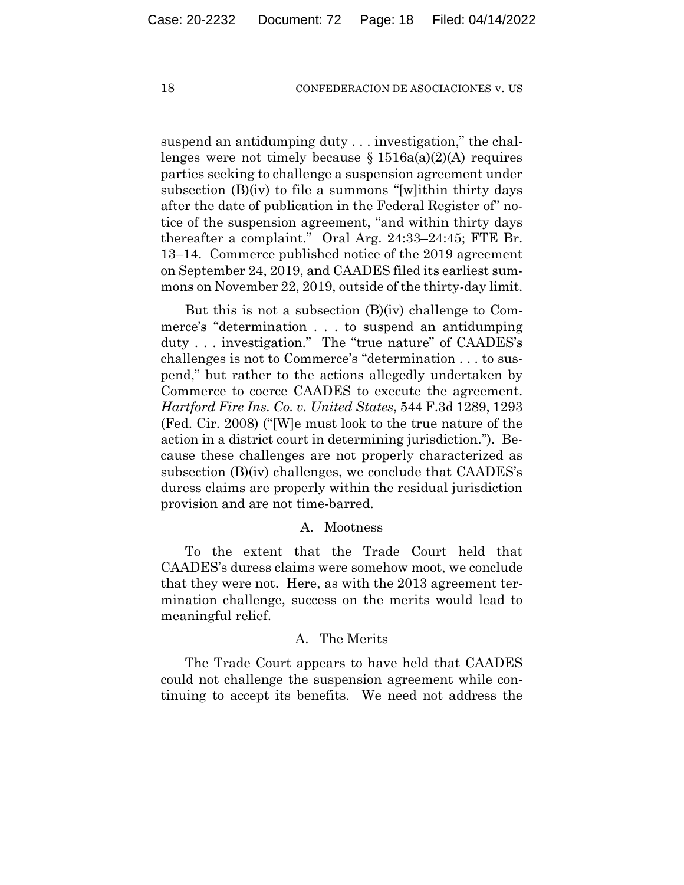suspend an antidumping duty . . . investigation," the challenges were not timely because § 1516a(a)(2)(A) requires parties seeking to challenge a suspension agreement under subsection (B)(iv) to file a summons "[w]ithin thirty days after the date of publication in the Federal Register of" notice of the suspension agreement, "and within thirty days thereafter a complaint." Oral Arg. 24:33–24:45; FTE Br. 13–14. Commerce published notice of the 2019 agreement on September 24, 2019, and CAADES filed its earliest summons on November 22, 2019, outside of the thirty-day limit.

But this is not a subsection (B)(iv) challenge to Commerce's "determination . . . to suspend an antidumping duty . . . investigation." The "true nature" of CAADES's challenges is not to Commerce's "determination . . . to suspend," but rather to the actions allegedly undertaken by Commerce to coerce CAADES to execute the agreement. *Hartford Fire Ins. Co. v. United States*, 544 F.3d 1289, 1293 (Fed. Cir. 2008) ("[W]e must look to the true nature of the action in a district court in determining jurisdiction."). Because these challenges are not properly characterized as subsection (B)(iv) challenges, we conclude that CAADES's duress claims are properly within the residual jurisdiction provision and are not time-barred.

### A. Mootness

To the extent that the Trade Court held that CAADES's duress claims were somehow moot, we conclude that they were not. Here, as with the 2013 agreement termination challenge, success on the merits would lead to meaningful relief.

### A. The Merits

The Trade Court appears to have held that CAADES could not challenge the suspension agreement while continuing to accept its benefits. We need not address the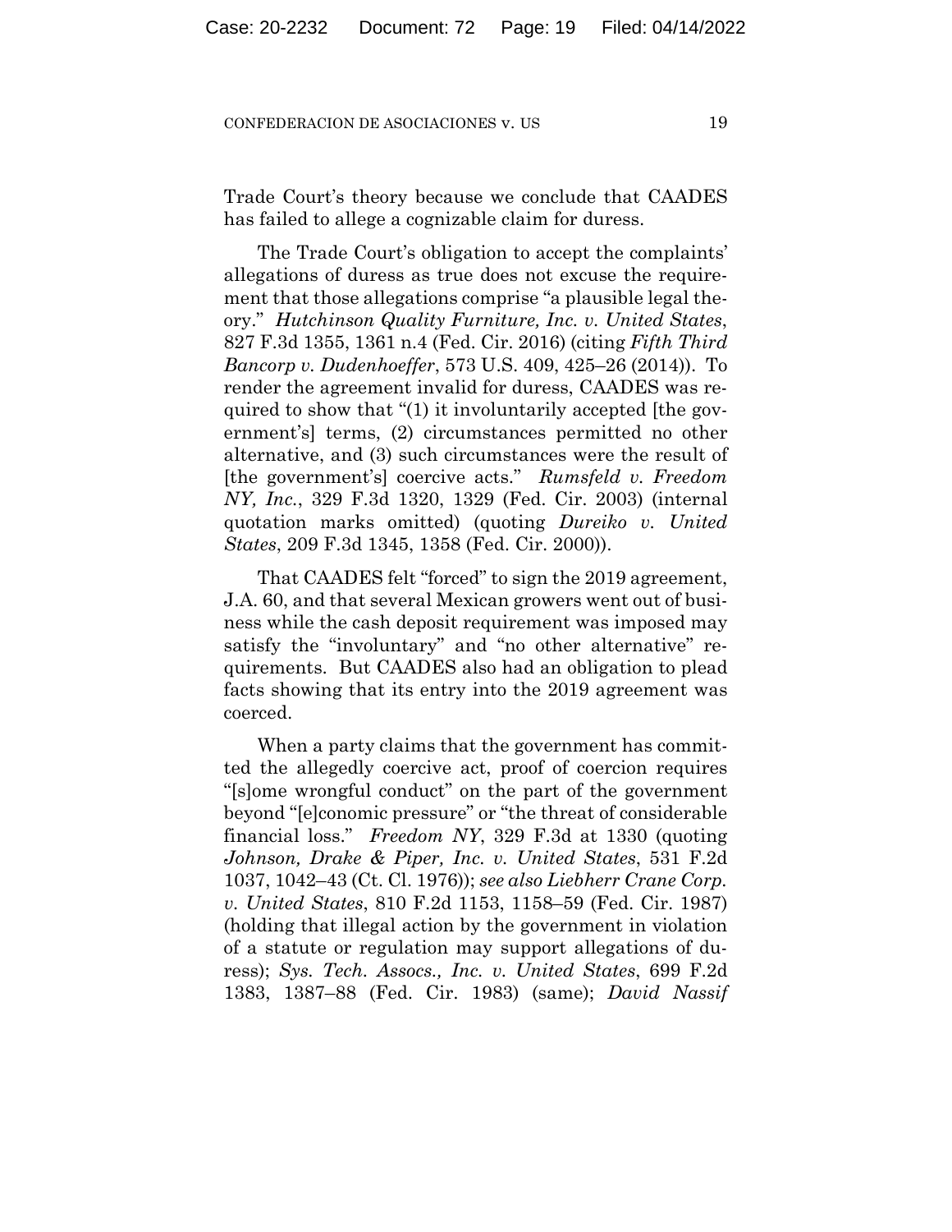Trade Court's theory because we conclude that CAADES has failed to allege a cognizable claim for duress.

The Trade Court's obligation to accept the complaints' allegations of duress as true does not excuse the requirement that those allegations comprise "a plausible legal theory." *Hutchinson Quality Furniture, Inc. v. United States*, 827 F.3d 1355, 1361 n.4 (Fed. Cir. 2016) (citing *Fifth Third Bancorp v. Dudenhoeffer*, 573 U.S. 409, 425–26 (2014)). To render the agreement invalid for duress, CAADES was required to show that "(1) it involuntarily accepted [the government's] terms, (2) circumstances permitted no other alternative, and (3) such circumstances were the result of [the government's] coercive acts." *Rumsfeld v. Freedom NY, Inc.*, 329 F.3d 1320, 1329 (Fed. Cir. 2003) (internal quotation marks omitted) (quoting *Dureiko v. United States*, 209 F.3d 1345, 1358 (Fed. Cir. 2000)).

That CAADES felt "forced" to sign the 2019 agreement, J.A. 60, and that several Mexican growers went out of business while the cash deposit requirement was imposed may satisfy the "involuntary" and "no other alternative" requirements. But CAADES also had an obligation to plead facts showing that its entry into the 2019 agreement was coerced.

When a party claims that the government has committed the allegedly coercive act, proof of coercion requires "[s]ome wrongful conduct" on the part of the government beyond "[e]conomic pressure" or "the threat of considerable financial loss." *Freedom NY*, 329 F.3d at 1330 (quoting *Johnson, Drake & Piper, Inc. v. United States*, 531 F.2d 1037, 1042–43 (Ct. Cl. 1976)); *see also Liebherr Crane Corp. v. United States*, 810 F.2d 1153, 1158–59 (Fed. Cir. 1987) (holding that illegal action by the government in violation of a statute or regulation may support allegations of duress); *Sys. Tech. Assocs., Inc. v. United States*, 699 F.2d 1383, 1387–88 (Fed. Cir. 1983) (same); *David Nassif*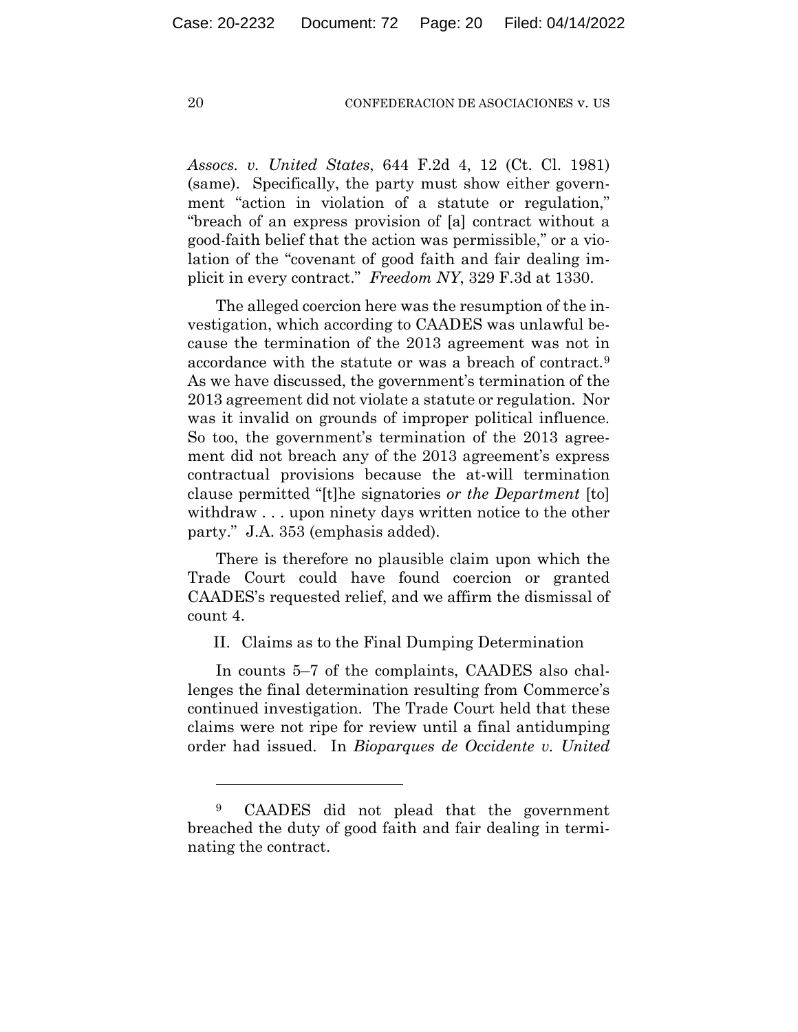*Assocs. v. United States*, 644 F.2d 4, 12 (Ct. Cl. 1981) (same). Specifically, the party must show either government "action in violation of a statute or regulation," "breach of an express provision of [a] contract without a good-faith belief that the action was permissible," or a violation of the "covenant of good faith and fair dealing implicit in every contract." *Freedom NY*, 329 F.3d at 1330.

The alleged coercion here was the resumption of the investigation, which according to CAADES was unlawful because the termination of the 2013 agreement was not in accordance with the statute or was a breach of contract.[9] As we have discussed, the government's termination of the 2013 agreement did not violate a statute or regulation. Nor was it invalid on grounds of improper political influence. So too, the government's termination of the 2013 agreement did not breach any of the 2013 agreement's express contractual provisions because the at-will termination clause permitted "[t]he signatories *or the Department* [to] withdraw . . . upon ninety days written notice to the other party." J.A. 353 (emphasis added).

There is therefore no plausible claim upon which the Trade Court could have found coercion or granted CAADES's requested relief, and we affirm the dismissal of count 4.

## II. Claims as to the Final Dumping Determination

In counts 5–7 of the complaints, CAADES also challenges the final determination resulting from Commerce's continued investigation. The Trade Court held that these claims were not ripe for review until a final antidumping order had issued. In *Bioparques de Occidente v. United*

---

[9] CAADES did not plead that the government breached the duty of good faith and fair dealing in terminating the contract.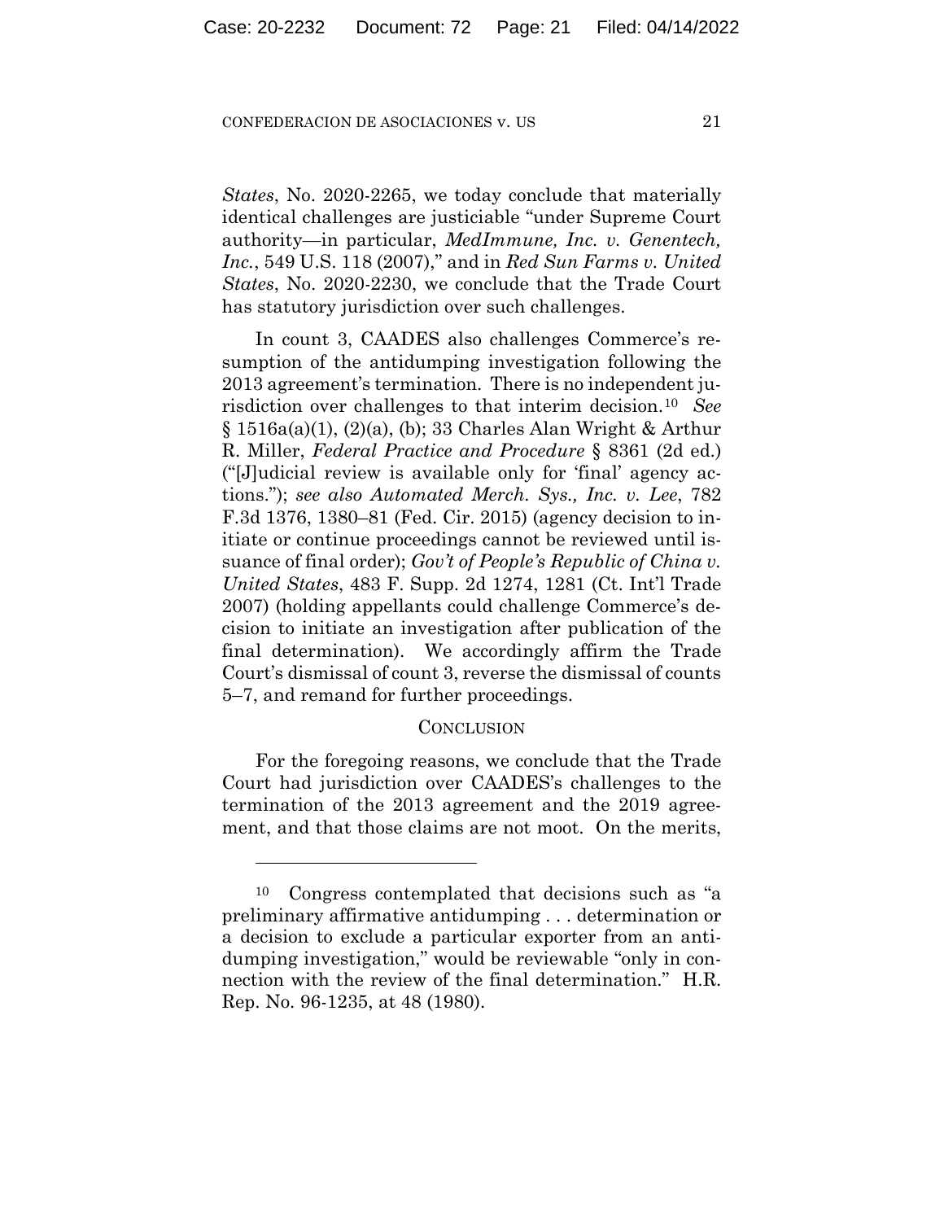*States*, No. 2020-2265, we today conclude that materially identical challenges are justiciable "under Supreme Court authority—in particular, *MedImmune, Inc. v. Genentech, Inc.*, 549 U.S. 118 (2007)," and in *Red Sun Farms v. United States*, No. 2020-2230, we conclude that the Trade Court has statutory jurisdiction over such challenges.

In count 3, CAADES also challenges Commerce's resumption of the antidumping investigation following the 2013 agreement's termination. There is no independent jurisdiction over challenges to that interim decision.[10] *See* § 1516a(a)(1), (2)(a), (b); 33 Charles Alan Wright & Arthur R. Miller, *Federal Practice and Procedure* § 8361 (2d ed.) ("[J]udicial review is available only for 'final' agency actions."); *see also Automated Merch. Sys., Inc. v. Lee*, 782 F.3d 1376, 1380–81 (Fed. Cir. 2015) (agency decision to initiate or continue proceedings cannot be reviewed until issuance of final order); *Gov't of People's Republic of China v. United States*, 483 F. Supp. 2d 1274, 1281 (Ct. Int'l Trade 2007) (holding appellants could challenge Commerce's decision to initiate an investigation after publication of the final determination). We accordingly affirm the Trade Court's dismissal of count 3, reverse the dismissal of counts 5–7, and remand for further proceedings.

## CONCLUSION

For the foregoing reasons, we conclude that the Trade Court had jurisdiction over CAADES's challenges to the termination of the 2013 agreement and the 2019 agreement, and that those claims are not moot. On the merits,

---

[10] Congress contemplated that decisions such as "a preliminary affirmative antidumping . . . determination or a decision to exclude a particular exporter from an antidumping investigation," would be reviewable "only in connection with the review of the final determination." H.R. Rep. No. 96-1235, at 48 (1980).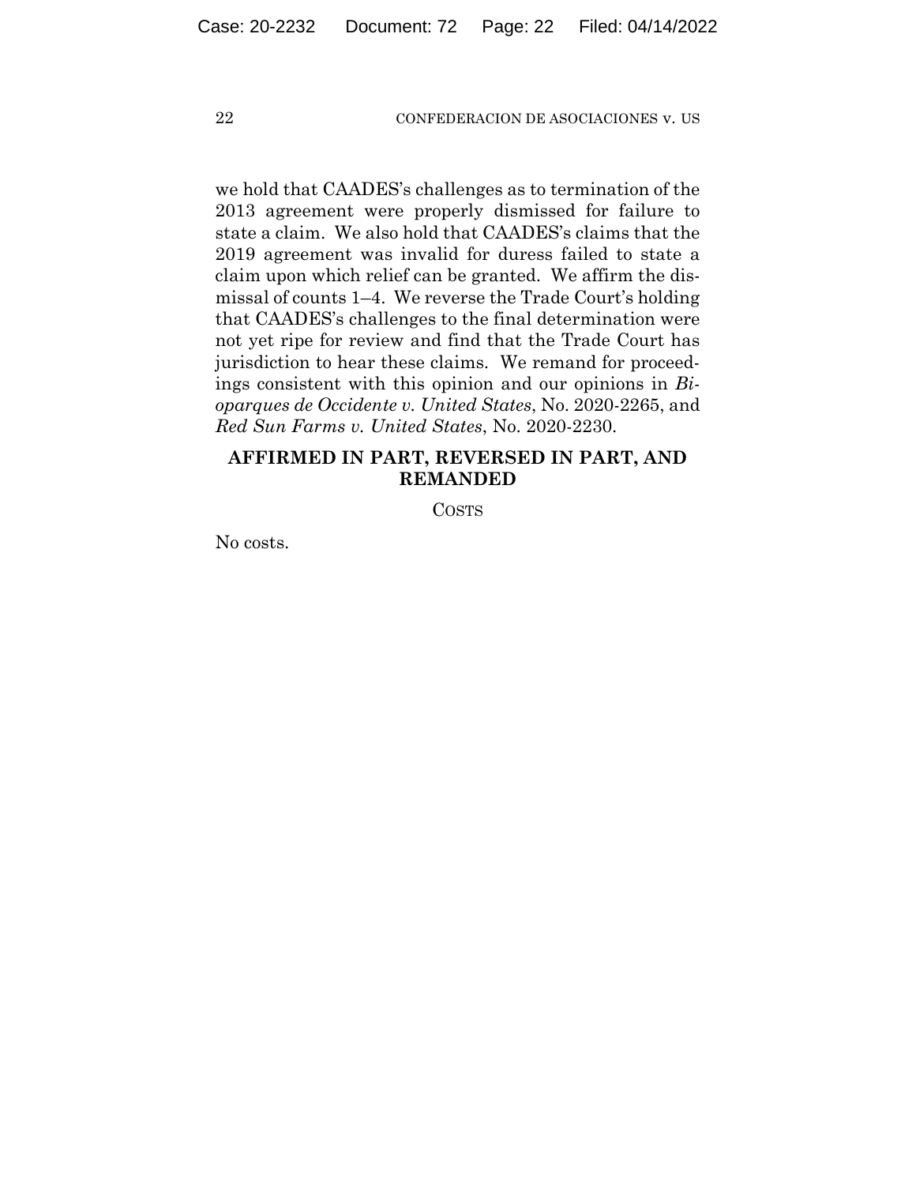we hold that CAADES's challenges as to termination of the 2013 agreement were properly dismissed for failure to state a claim. We also hold that CAADES's claims that the 2019 agreement was invalid for duress failed to state a claim upon which relief can be granted. We affirm the dismissal of counts 1–4. We reverse the Trade Court's holding that CAADES's challenges to the final determination were not yet ripe for review and find that the Trade Court has jurisdiction to hear these claims. We remand for proceedings consistent with this opinion and our opinions in *Bioparques de Occidente v. United States*, No. 2020-2265, and *Red Sun Farms v. United States*, No. 2020-2230.

**AFFIRMED IN PART, REVERSED IN PART, AND REMANDED**

COSTS

No costs.